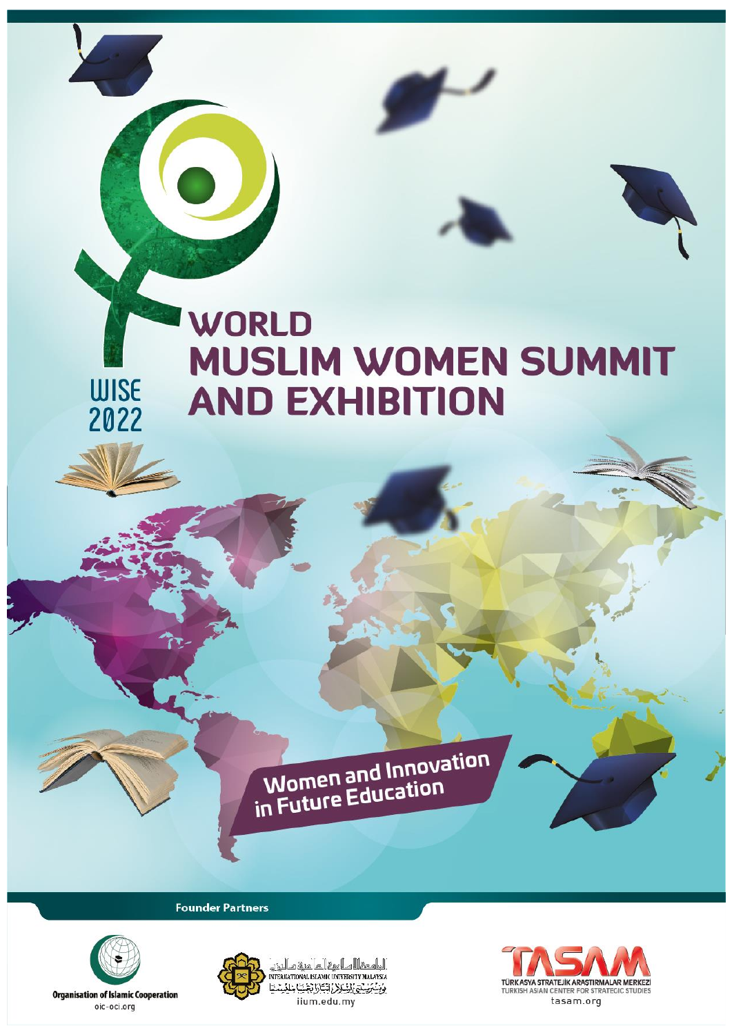WISE 2022

# WORLD MUSLIM WOMEN SUMMIT AND EXHIBITION

## Women and Innovation in Future Education

**Founder Partners**

Organisation of Islamic Cooperation
oic-oci.org

الجامعة الإسلامية العالمية ماليزيا
INTERNATIONAL ISLAMIC UNIVERSITY MALAYSIA
iium.edu.my

TASAM
TÜRK ASYA STRATEJİK ARAŞTIRMALAR MERKEZİ
TURKISH ASIAN CENTER FOR STRATEGIC STUDIES
tasam.org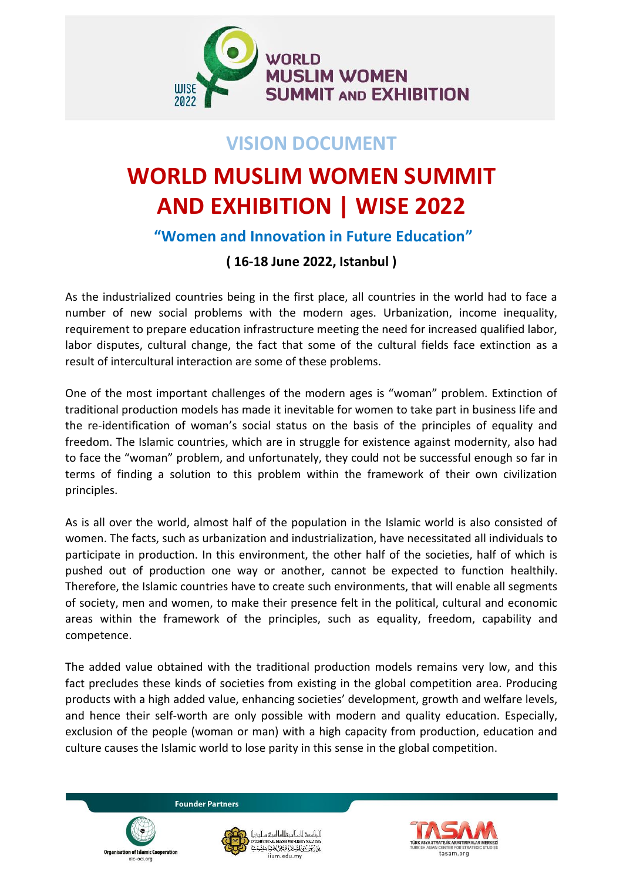## VISION DOCUMENT

# WORLD MUSLIM WOMEN SUMMIT AND EXHIBITION | WISE 2022

### "Women and Innovation in Future Education"

**( 16-18 June 2022, Istanbul )**

As the industrialized countries being in the first place, all countries in the world had to face a number of new social problems with the modern ages. Urbanization, income inequality, requirement to prepare education infrastructure meeting the need for increased qualified labor, labor disputes, cultural change, the fact that some of the cultural fields face extinction as a result of intercultural interaction are some of these problems.

One of the most important challenges of the modern ages is "woman" problem. Extinction of traditional production models has made it inevitable for women to take part in business life and the re-identification of woman's social status on the basis of the principles of equality and freedom. The Islamic countries, which are in struggle for existence against modernity, also had to face the "woman" problem, and unfortunately, they could not be successful enough so far in terms of finding a solution to this problem within the framework of their own civilization principles.

As is all over the world, almost half of the population in the Islamic world is also consisted of women. The facts, such as urbanization and industrialization, have necessitated all individuals to participate in production. In this environment, the other half of the societies, half of which is pushed out of production one way or another, cannot be expected to function healthily. Therefore, the Islamic countries have to create such environments, that will enable all segments of society, men and women, to make their presence felt in the political, cultural and economic areas within the framework of the principles, such as equality, freedom, capability and competence.

The added value obtained with the traditional production models remains very low, and this fact precludes these kinds of societies from existing in the global competition area. Producing products with a high added value, enhancing societies' development, growth and welfare levels, and hence their self-worth are only possible with modern and quality education. Especially, exclusion of the people (woman or man) with a high capacity from production, education and culture causes the Islamic world to lose parity in this sense in the global competition.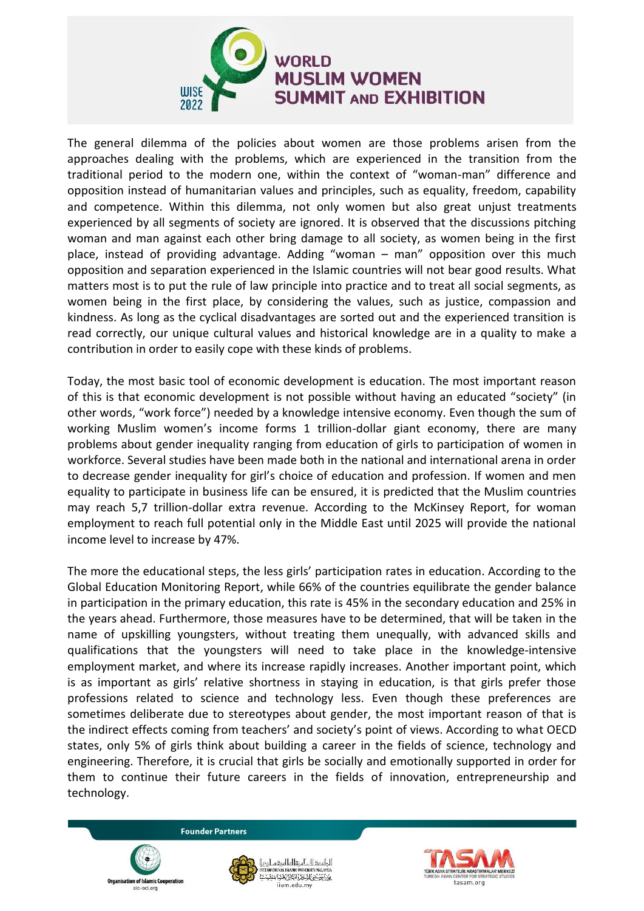The general dilemma of the policies about women are those problems arisen from the approaches dealing with the problems, which are experienced in the transition from the traditional period to the modern one, within the context of "woman-man" difference and opposition instead of humanitarian values and principles, such as equality, freedom, capability and competence. Within this dilemma, not only women but also great unjust treatments experienced by all segments of society are ignored. It is observed that the discussions pitching woman and man against each other bring damage to all society, as women being in the first place, instead of providing advantage. Adding "woman – man" opposition over this much opposition and separation experienced in the Islamic countries will not bear good results. What matters most is to put the rule of law principle into practice and to treat all social segments, as women being in the first place, by considering the values, such as justice, compassion and kindness. As long as the cyclical disadvantages are sorted out and the experienced transition is read correctly, our unique cultural values and historical knowledge are in a quality to make a contribution in order to easily cope with these kinds of problems.

Today, the most basic tool of economic development is education. The most important reason of this is that economic development is not possible without having an educated "society" (in other words, "work force") needed by a knowledge intensive economy. Even though the sum of working Muslim women's income forms 1 trillion-dollar giant economy, there are many problems about gender inequality ranging from education of girls to participation of women in workforce. Several studies have been made both in the national and international arena in order to decrease gender inequality for girl's choice of education and profession. If women and men equality to participate in business life can be ensured, it is predicted that the Muslim countries may reach 5,7 trillion-dollar extra revenue. According to the McKinsey Report, for woman employment to reach full potential only in the Middle East until 2025 will provide the national income level to increase by 47%.

The more the educational steps, the less girls' participation rates in education. According to the Global Education Monitoring Report, while 66% of the countries equilibrate the gender balance in participation in the primary education, this rate is 45% in the secondary education and 25% in the years ahead. Furthermore, those measures have to be determined, that will be taken in the name of upskilling youngsters, without treating them unequally, with advanced skills and qualifications that the youngsters will need to take place in the knowledge-intensive employment market, and where its increase rapidly increases. Another important point, which is as important as girls' relative shortness in staying in education, is that girls prefer those professions related to science and technology less. Even though these preferences are sometimes deliberate due to stereotypes about gender, the most important reason of that is the indirect effects coming from teachers' and society's point of views. According to what OECD states, only 5% of girls think about building a career in the fields of science, technology and engineering. Therefore, it is crucial that girls be socially and emotionally supported in order for them to continue their future careers in the fields of innovation, entrepreneurship and technology.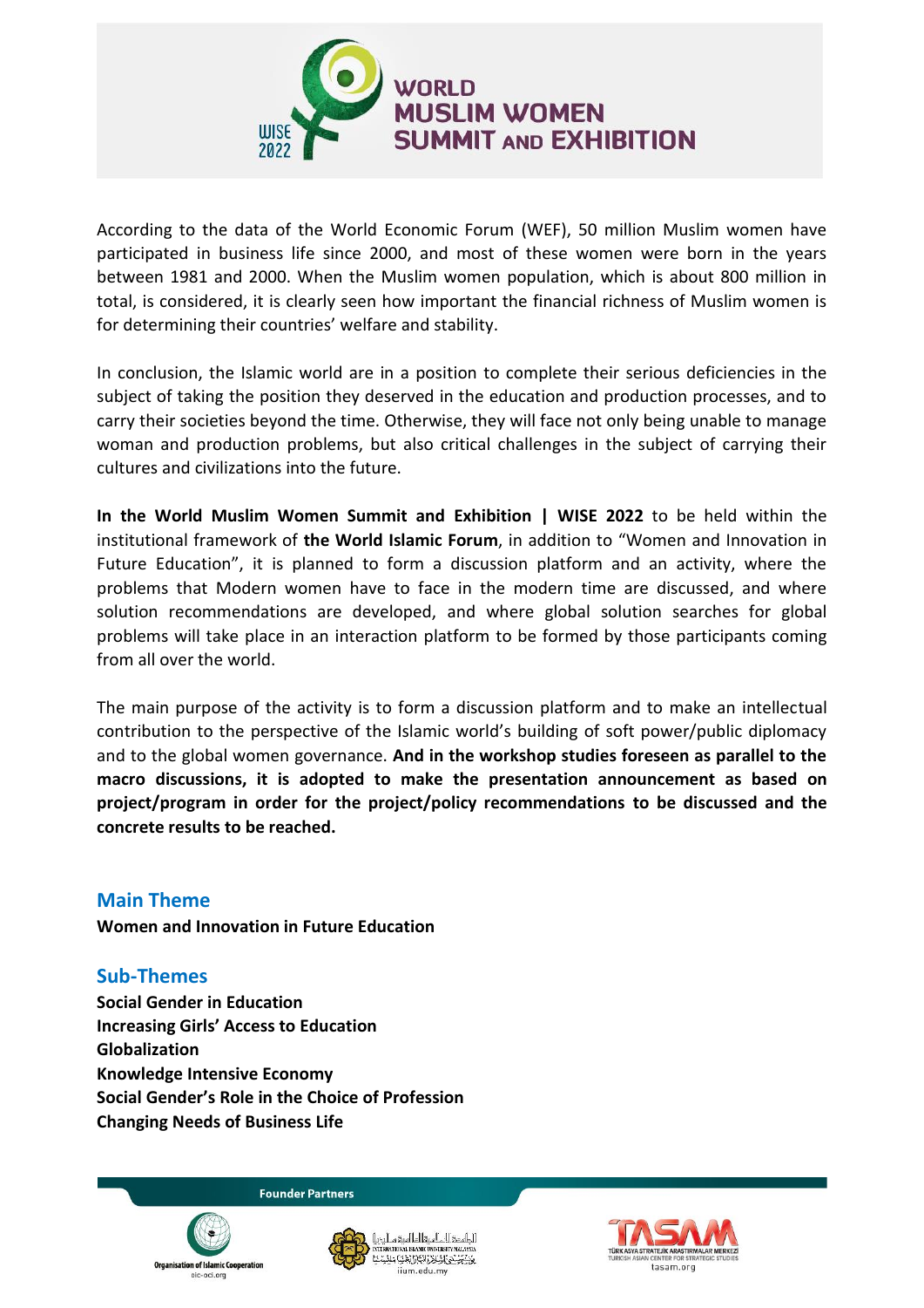According to the data of the World Economic Forum (WEF), 50 million Muslim women have participated in business life since 2000, and most of these women were born in the years between 1981 and 2000. When the Muslim women population, which is about 800 million in total, is considered, it is clearly seen how important the financial richness of Muslim women is for determining their countries' welfare and stability.

In conclusion, the Islamic world are in a position to complete their serious deficiencies in the subject of taking the position they deserved in the education and production processes, and to carry their societies beyond the time. Otherwise, they will face not only being unable to manage woman and production problems, but also critical challenges in the subject of carrying their cultures and civilizations into the future.

**In the World Muslim Women Summit and Exhibition | WISE 2022** to be held within the institutional framework of **the World Islamic Forum**, in addition to "Women and Innovation in Future Education", it is planned to form a discussion platform and an activity, where the problems that Modern women have to face in the modern time are discussed, and where solution recommendations are developed, and where global solution searches for global problems will take place in an interaction platform to be formed by those participants coming from all over the world.

The main purpose of the activity is to form a discussion platform and to make an intellectual contribution to the perspective of the Islamic world's building of soft power/public diplomacy and to the global women governance. **And in the workshop studies foreseen as parallel to the macro discussions, it is adopted to make the presentation announcement as based on project/program in order for the project/policy recommendations to be discussed and the concrete results to be reached.**

## Main Theme

**Women and Innovation in Future Education**

## Sub-Themes

**Social Gender in Education**
**Increasing Girls' Access to Education**
**Globalization**
**Knowledge Intensive Economy**
**Social Gender's Role in the Choice of Profession**
**Changing Needs of Business Life**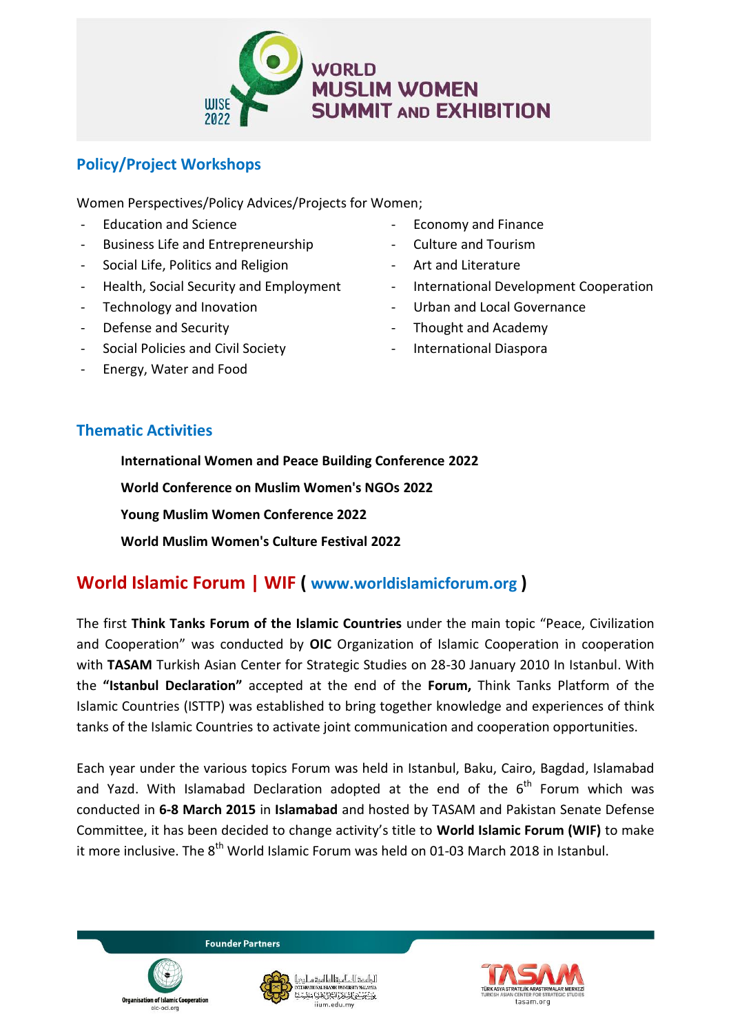## Policy/Project Workshops

Women Perspectives/Policy Advices/Projects for Women;

- Education and Science
- Business Life and Entrepreneurship
- Social Life, Politics and Religion
- Health, Social Security and Employment
- Technology and Inovation
- Defense and Security
- Social Policies and Civil Society
- Energy, Water and Food
- Economy and Finance
- Culture and Tourism
- Art and Literature
- International Development Cooperation
- Urban and Local Governance
- Thought and Academy
- International Diaspora

## Thematic Activities

**International Women and Peace Building Conference 2022**

**World Conference on Muslim Women's NGOs 2022**

**Young Muslim Women Conference 2022**

**World Muslim Women's Culture Festival 2022**

# World Islamic Forum | WIF ( www.worldislamicforum.org )

The first **Think Tanks Forum of the Islamic Countries** under the main topic "Peace, Civilization and Cooperation" was conducted by **OIC** Organization of Islamic Cooperation in cooperation with **TASAM** Turkish Asian Center for Strategic Studies on 28-30 January 2010 In Istanbul. With the **"Istanbul Declaration"** accepted at the end of the **Forum,** Think Tanks Platform of the Islamic Countries (ISTTP) was established to bring together knowledge and experiences of think tanks of the Islamic Countries to activate joint communication and cooperation opportunities.

Each year under the various topics Forum was held in Istanbul, Baku, Cairo, Bagdad, Islamabad and Yazd. With Islamabad Declaration adopted at the end of the 6th Forum which was conducted in **6-8 March 2015** in **Islamabad** and hosted by TASAM and Pakistan Senate Defense Committee, it has been decided to change activity's title to **World Islamic Forum (WIF)** to make it more inclusive. The 8th World Islamic Forum was held on 01-03 March 2018 in Istanbul.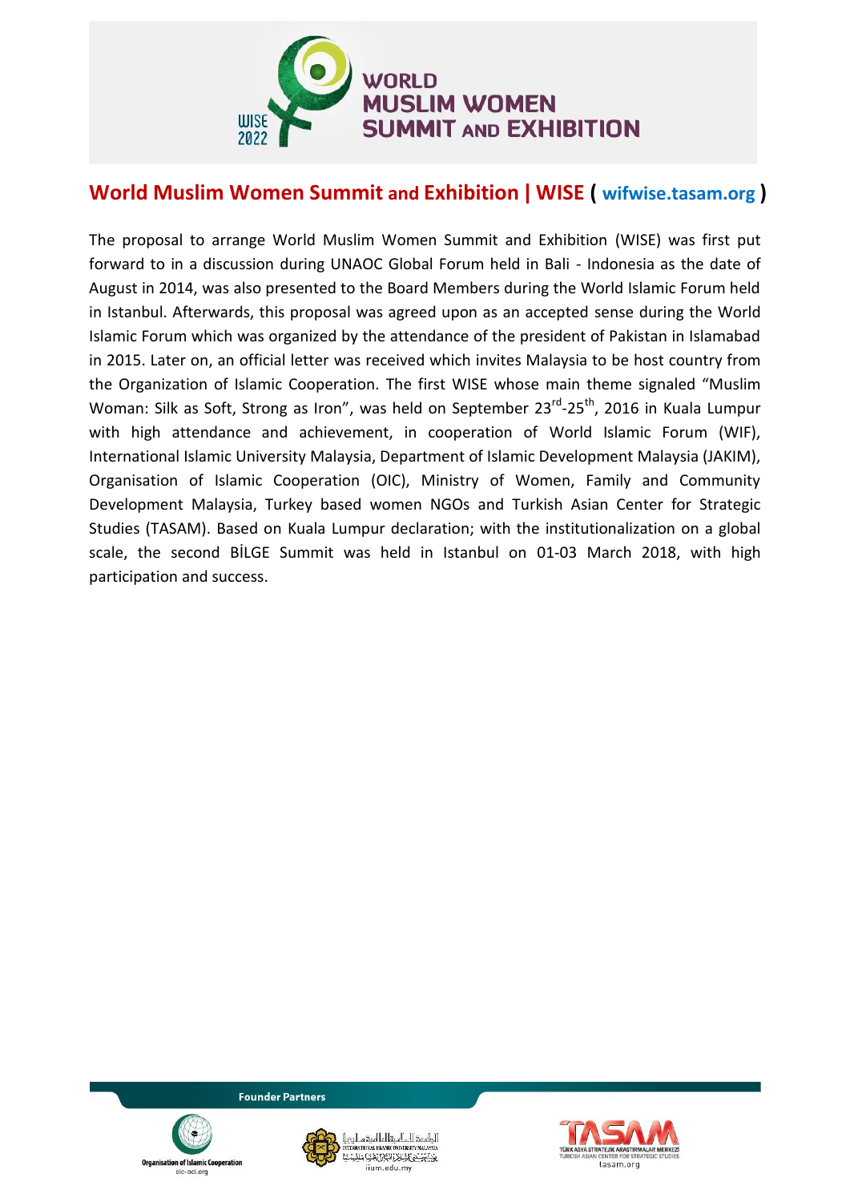## World Muslim Women Summit and Exhibition | WISE ( wifwise.tasam.org )

The proposal to arrange World Muslim Women Summit and Exhibition (WISE) was first put forward to in a discussion during UNAOC Global Forum held in Bali - Indonesia as the date of August in 2014, was also presented to the Board Members during the World Islamic Forum held in Istanbul. Afterwards, this proposal was agreed upon as an accepted sense during the World Islamic Forum which was organized by the attendance of the president of Pakistan in Islamabad in 2015. Later on, an official letter was received which invites Malaysia to be host country from the Organization of Islamic Cooperation. The first WISE whose main theme signaled "Muslim Woman: Silk as Soft, Strong as Iron", was held on September 23rd-25th, 2016 in Kuala Lumpur with high attendance and achievement, in cooperation of World Islamic Forum (WIF), International Islamic University Malaysia, Department of Islamic Development Malaysia (JAKIM), Organisation of Islamic Cooperation (OIC), Ministry of Women, Family and Community Development Malaysia, Turkey based women NGOs and Turkish Asian Center for Strategic Studies (TASAM). Based on Kuala Lumpur declaration; with the institutionalization on a global scale, the second BİLGE Summit was held in Istanbul on 01-03 March 2018, with high participation and success.

Founder Partners

Organisation of Islamic Cooperation
oic-oci.org

iium.edu.my

TÜRK ASYA STRATEJİK ARAŞTIRMALAR MERKEZİ
TURKISH ASIAN CENTER FOR STRATEGIC STUDIES
tasam.org